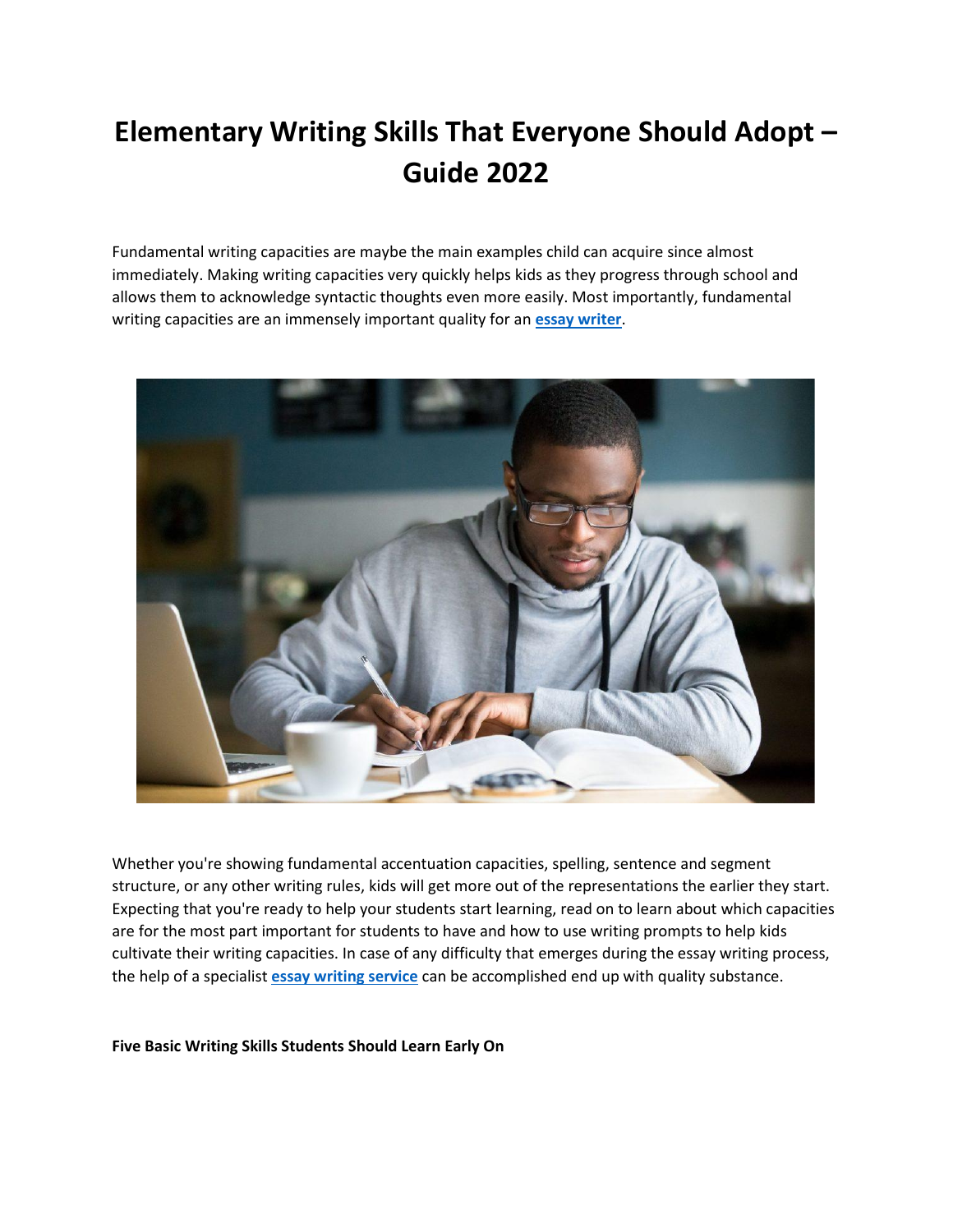# Elementary Writing Skills That Everyone Should Adopt – Guide 2022

Fundamental writing capacities are maybe the main examples child can acquire since almost immediately. Making writing capacities very quickly helps kids as they progress through school and allows them to acknowledge syntactic thoughts even more easily. Most importantly, fundamental writing capacities are an immensely important quality for an **essay writer**.

Whether you're showing fundamental accentuation capacities, spelling, sentence and segment structure, or any other writing rules, kids will get more out of the representations the earlier they start. Expecting that you're ready to help your students start learning, read on to learn about which capacities are for the most part important for students to have and how to use writing prompts to help kids cultivate their writing capacities. In case of any difficulty that emerges during the essay writing process, the help of a specialist **essay writing service** can be accomplished end up with quality substance.

**Five Basic Writing Skills Students Should Learn Early On**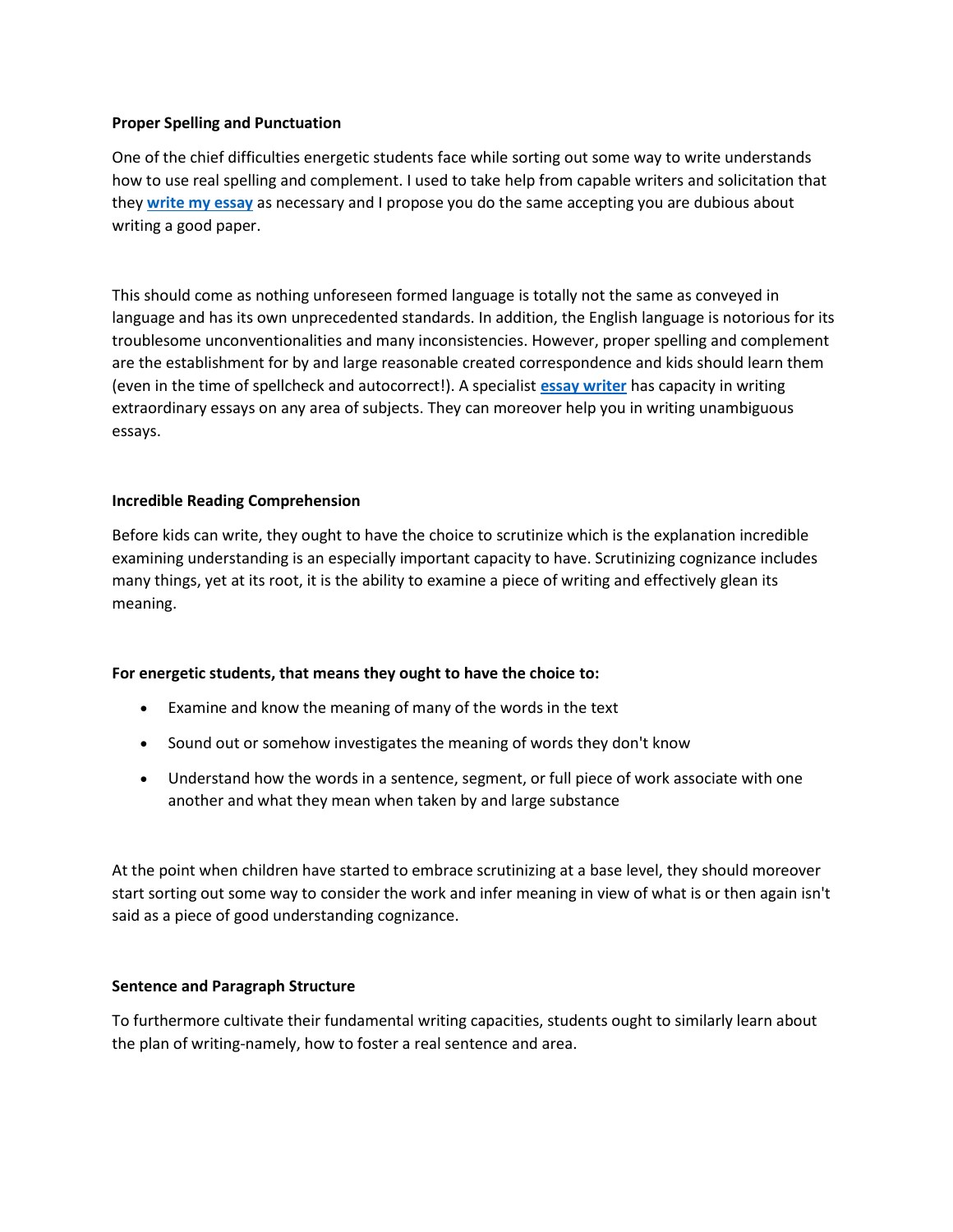**Proper Spelling and Punctuation**

One of the chief difficulties energetic students face while sorting out some way to write understands how to use real spelling and complement. I used to take help from capable writers and solicitation that they **write my essay** as necessary and I propose you do the same accepting you are dubious about writing a good paper.

This should come as nothing unforeseen formed language is totally not the same as conveyed in language and has its own unprecedented standards. In addition, the English language is notorious for its troublesome unconventionalities and many inconsistencies. However, proper spelling and complement are the establishment for by and large reasonable created correspondence and kids should learn them (even in the time of spellcheck and autocorrect!). A specialist **essay writer** has capacity in writing extraordinary essays on any area of subjects. They can moreover help you in writing unambiguous essays.

**Incredible Reading Comprehension**

Before kids can write, they ought to have the choice to scrutinize which is the explanation incredible examining understanding is an especially important capacity to have. Scrutinizing cognizance includes many things, yet at its root, it is the ability to examine a piece of writing and effectively glean its meaning.

**For energetic students, that means they ought to have the choice to:**

- Examine and know the meaning of many of the words in the text
- Sound out or somehow investigates the meaning of words they don't know
- Understand how the words in a sentence, segment, or full piece of work associate with one another and what they mean when taken by and large substance

At the point when children have started to embrace scrutinizing at a base level, they should moreover start sorting out some way to consider the work and infer meaning in view of what is or then again isn't said as a piece of good understanding cognizance.

**Sentence and Paragraph Structure**

To furthermore cultivate their fundamental writing capacities, students ought to similarly learn about the plan of writing-namely, how to foster a real sentence and area.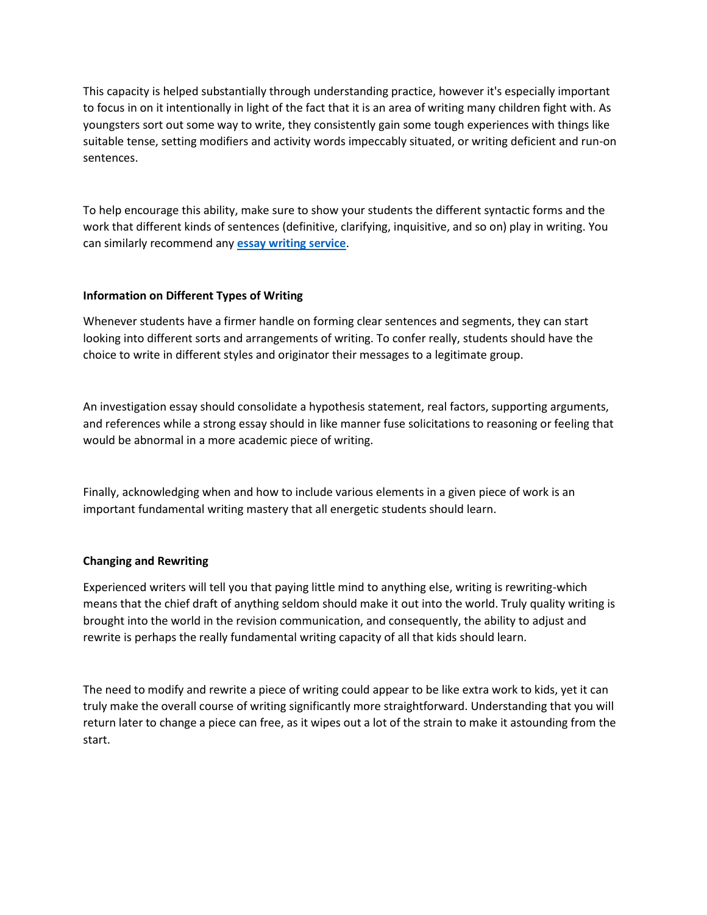This capacity is helped substantially through understanding practice, however it's especially important to focus in on it intentionally in light of the fact that it is an area of writing many children fight with. As youngsters sort out some way to write, they consistently gain some tough experiences with things like suitable tense, setting modifiers and activity words impeccably situated, or writing deficient and run-on sentences.

To help encourage this ability, make sure to show your students the different syntactic forms and the work that different kinds of sentences (definitive, clarifying, inquisitive, and so on) play in writing. You can similarly recommend any **essay writing service**.

**Information on Different Types of Writing**

Whenever students have a firmer handle on forming clear sentences and segments, they can start looking into different sorts and arrangements of writing. To confer really, students should have the choice to write in different styles and originator their messages to a legitimate group.

An investigation essay should consolidate a hypothesis statement, real factors, supporting arguments, and references while a strong essay should in like manner fuse solicitations to reasoning or feeling that would be abnormal in a more academic piece of writing.

Finally, acknowledging when and how to include various elements in a given piece of work is an important fundamental writing mastery that all energetic students should learn.

**Changing and Rewriting**

Experienced writers will tell you that paying little mind to anything else, writing is rewriting-which means that the chief draft of anything seldom should make it out into the world. Truly quality writing is brought into the world in the revision communication, and consequently, the ability to adjust and rewrite is perhaps the really fundamental writing capacity of all that kids should learn.

The need to modify and rewrite a piece of writing could appear to be like extra work to kids, yet it can truly make the overall course of writing significantly more straightforward. Understanding that you will return later to change a piece can free, as it wipes out a lot of the strain to make it astounding from the start.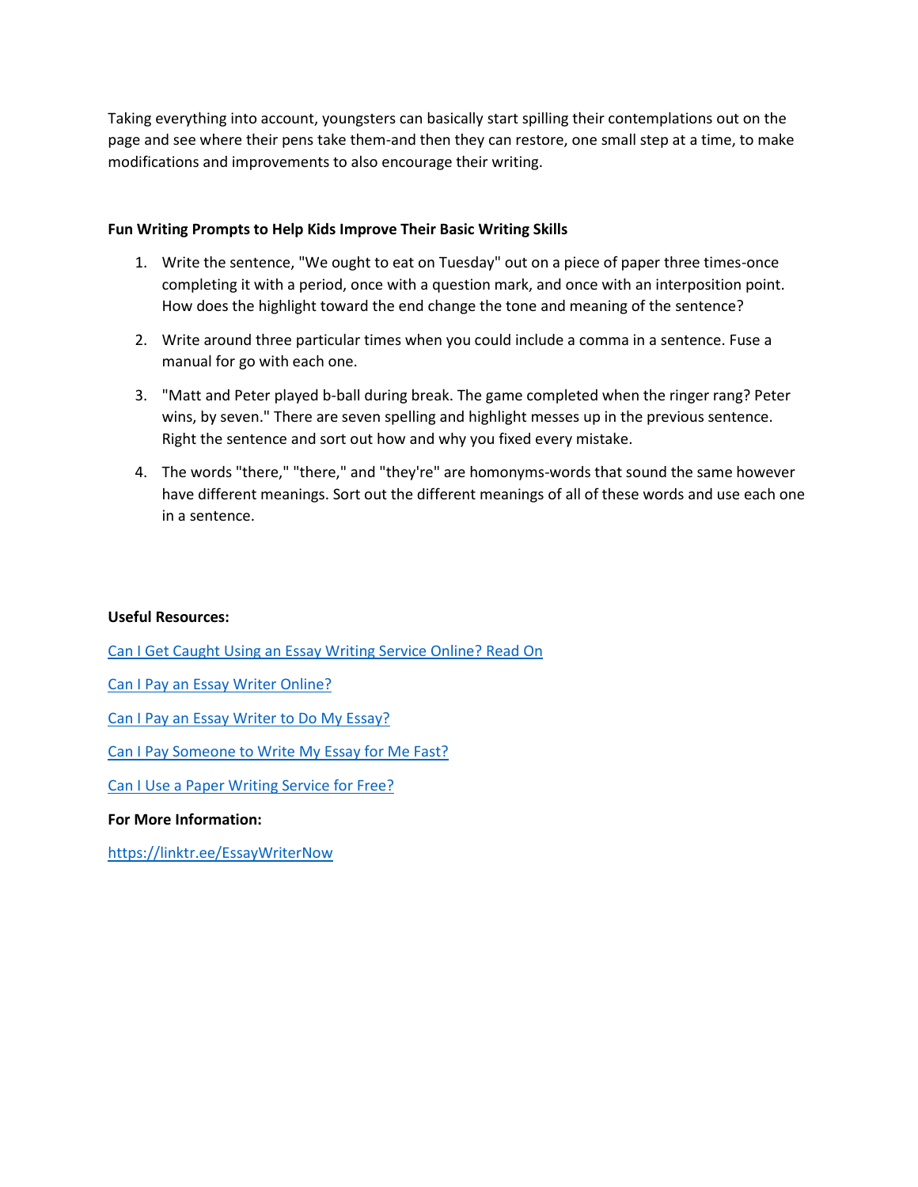Taking everything into account, youngsters can basically start spilling their contemplations out on the page and see where their pens take them-and then they can restore, one small step at a time, to make modifications and improvements to also encourage their writing.

**Fun Writing Prompts to Help Kids Improve Their Basic Writing Skills**

1. Write the sentence, "We ought to eat on Tuesday" out on a piece of paper three times-once completing it with a period, once with a question mark, and once with an interposition point. How does the highlight toward the end change the tone and meaning of the sentence?
2. Write around three particular times when you could include a comma in a sentence. Fuse a manual for go with each one.
3. "Matt and Peter played b-ball during break. The game completed when the ringer rang? Peter wins, by seven." There are seven spelling and highlight messes up in the previous sentence. Right the sentence and sort out how and why you fixed every mistake.
4. The words "there," "there," and "they're" are homonyms-words that sound the same however have different meanings. Sort out the different meanings of all of these words and use each one in a sentence.

**Useful Resources:**

Can I Get Caught Using an Essay Writing Service Online? Read On

Can I Pay an Essay Writer Online?

Can I Pay an Essay Writer to Do My Essay?

Can I Pay Someone to Write My Essay for Me Fast?

Can I Use a Paper Writing Service for Free?

**For More Information:**

https://linktr.ee/EssayWriterNow